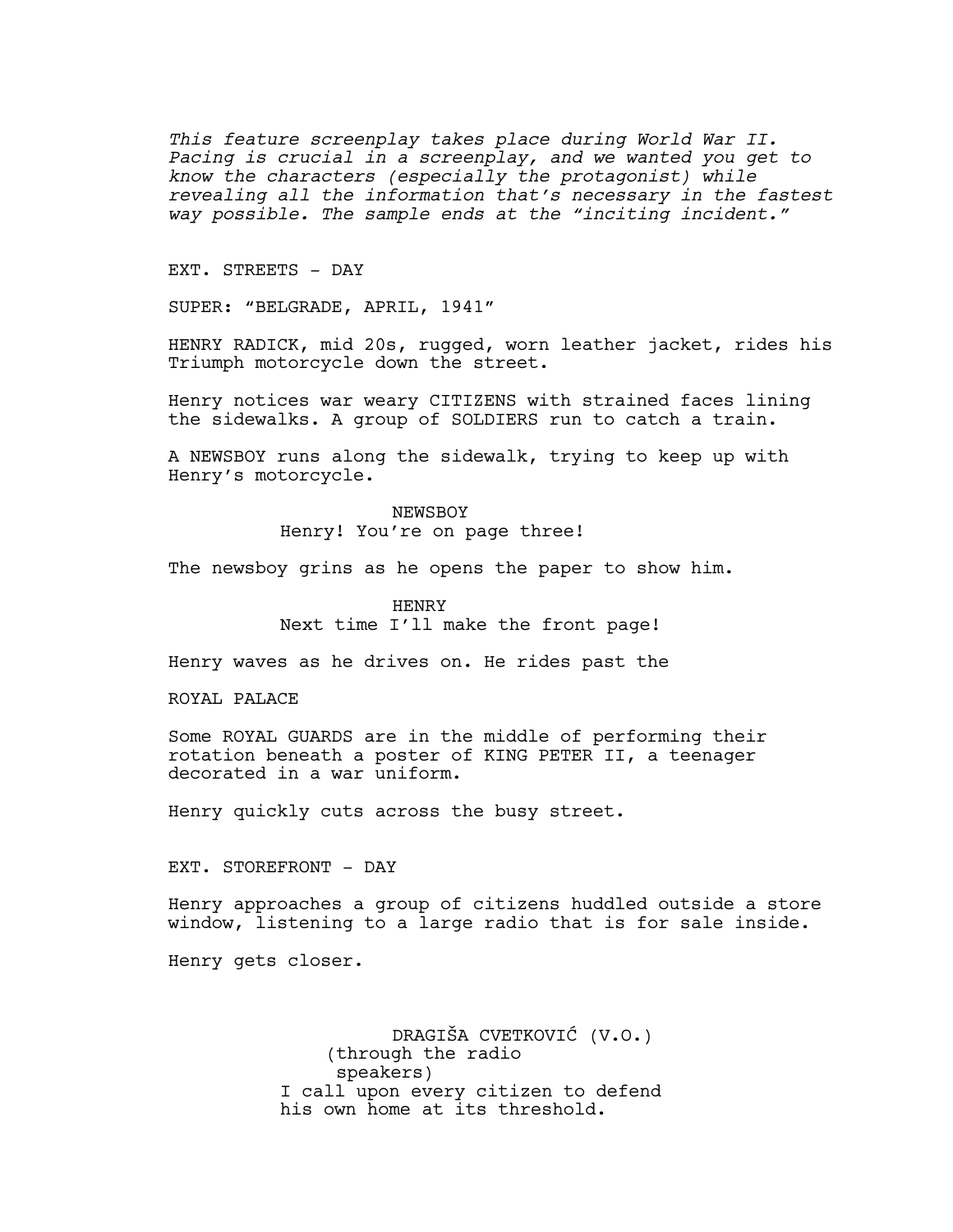*This feature screenplay takes place during World War II. Pacing is crucial in a screenplay, and we wanted you get to know the characters (especially the protagonist) while revealing all the information that's necessary in the fastest way possible. The sample ends at the "inciting incident."*

EXT. STREETS - DAY

SUPER: "BELGRADE, APRIL, 1941"

HENRY RADICK, mid 20s, rugged, worn leather jacket, rides his Triumph motorcycle down the street.

Henry notices war weary CITIZENS with strained faces lining the sidewalks. A group of SOLDIERS run to catch a train.

A NEWSBOY runs along the sidewalk, trying to keep up with Henry's motorcycle.

NEWSBOY
Henry! You're on page three!

The newsboy grins as he opens the paper to show him.

HENRY
Next time I'll make the front page!

Henry waves as he drives on. He rides past the

ROYAL PALACE

Some ROYAL GUARDS are in the middle of performing their rotation beneath a poster of KING PETER II, a teenager decorated in a war uniform.

Henry quickly cuts across the busy street.

EXT. STOREFRONT - DAY

Henry approaches a group of citizens huddled outside a store window, listening to a large radio that is for sale inside.

Henry gets closer.

DRAGIŠA CVETKOVIĆ (V.O.)
(through the radio speakers)
I call upon every citizen to defend his own home at its threshold.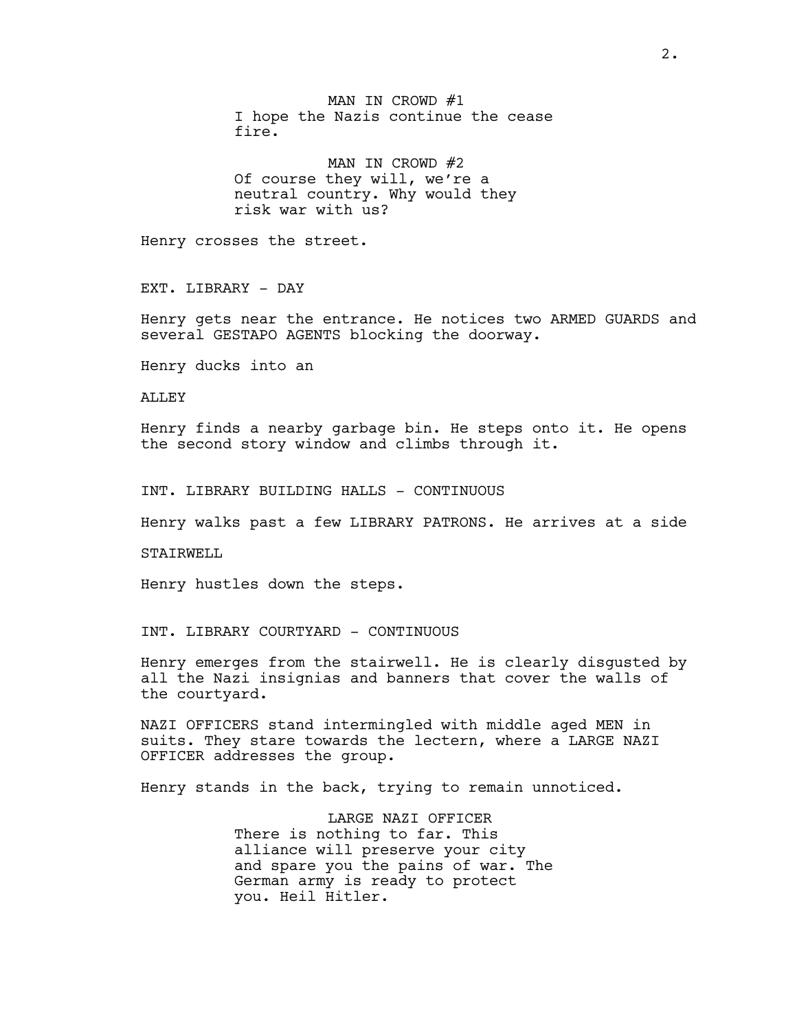MAN IN CROWD #1
I hope the Nazis continue the cease fire.

MAN IN CROWD #2
Of course they will, we're a neutral country. Why would they risk war with us?

Henry crosses the street.

EXT. LIBRARY - DAY

Henry gets near the entrance. He notices two ARMED GUARDS and several GESTAPO AGENTS blocking the doorway.

Henry ducks into an

ALLEY

Henry finds a nearby garbage bin. He steps onto it. He opens the second story window and climbs through it.

INT. LIBRARY BUILDING HALLS - CONTINUOUS

Henry walks past a few LIBRARY PATRONS. He arrives at a side

STAIRWELL

Henry hustles down the steps.

INT. LIBRARY COURTYARD - CONTINUOUS

Henry emerges from the stairwell. He is clearly disgusted by all the Nazi insignias and banners that cover the walls of the courtyard.

NAZI OFFICERS stand intermingled with middle aged MEN in suits. They stare towards the lectern, where a LARGE NAZI OFFICER addresses the group.

Henry stands in the back, trying to remain unnoticed.

LARGE NAZI OFFICER
There is nothing to far. This alliance will preserve your city and spare you the pains of war. The German army is ready to protect you. Heil Hitler.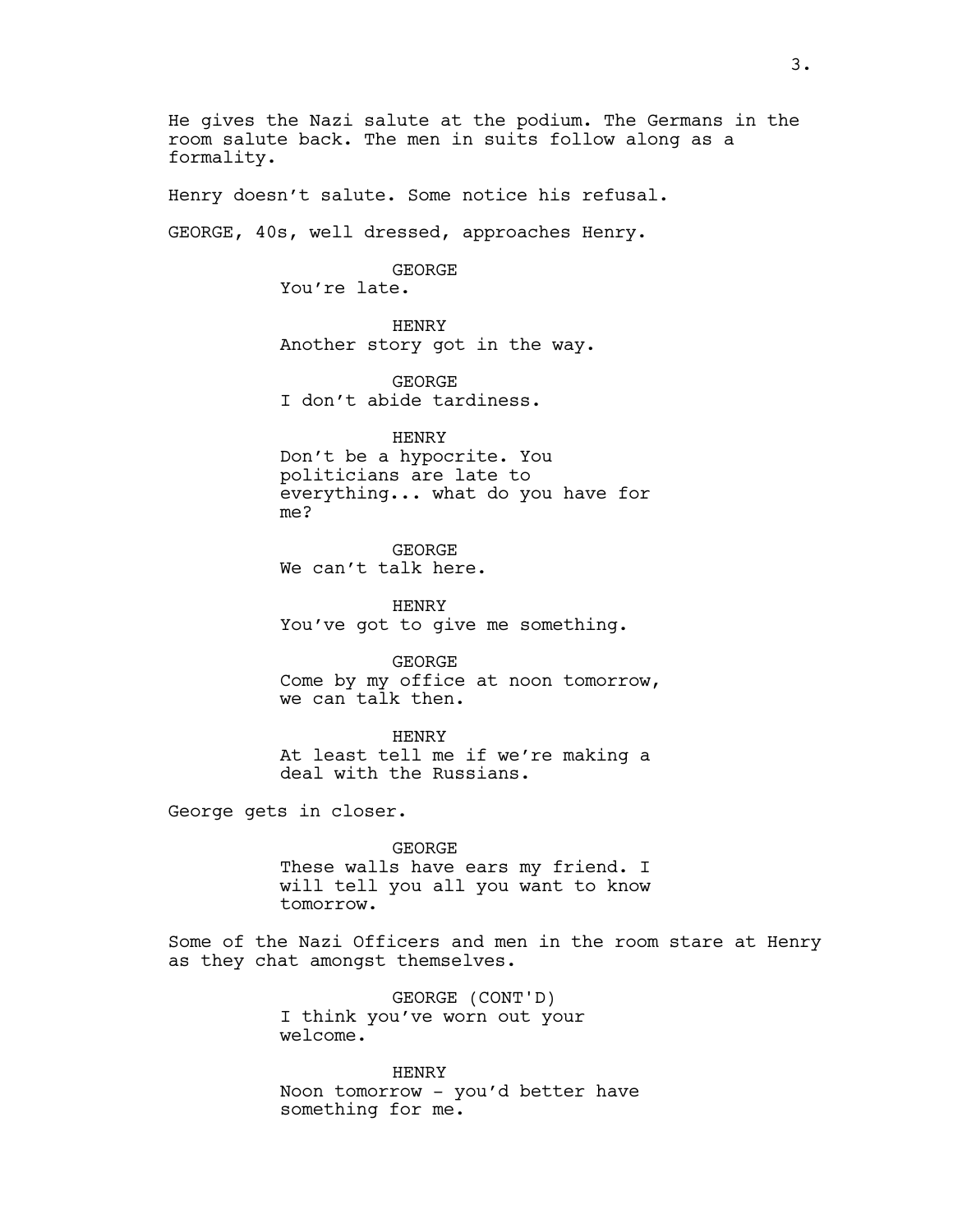He gives the Nazi salute at the podium. The Germans in the room salute back. The men in suits follow along as a formality.

Henry doesn't salute. Some notice his refusal.

GEORGE, 40s, well dressed, approaches Henry.

GEORGE
You're late.

HENRY
Another story got in the way.

GEORGE
I don't abide tardiness.

HENRY
Don't be a hypocrite. You politicians are late to everything... what do you have for me?

GEORGE
We can't talk here.

HENRY
You've got to give me something.

GEORGE
Come by my office at noon tomorrow, we can talk then.

HENRY
At least tell me if we're making a deal with the Russians.

George gets in closer.

GEORGE
These walls have ears my friend. I will tell you all you want to know tomorrow.

Some of the Nazi Officers and men in the room stare at Henry as they chat amongst themselves.

GEORGE (CONT'D)
I think you've worn out your welcome.

HENRY
Noon tomorrow - you'd better have something for me.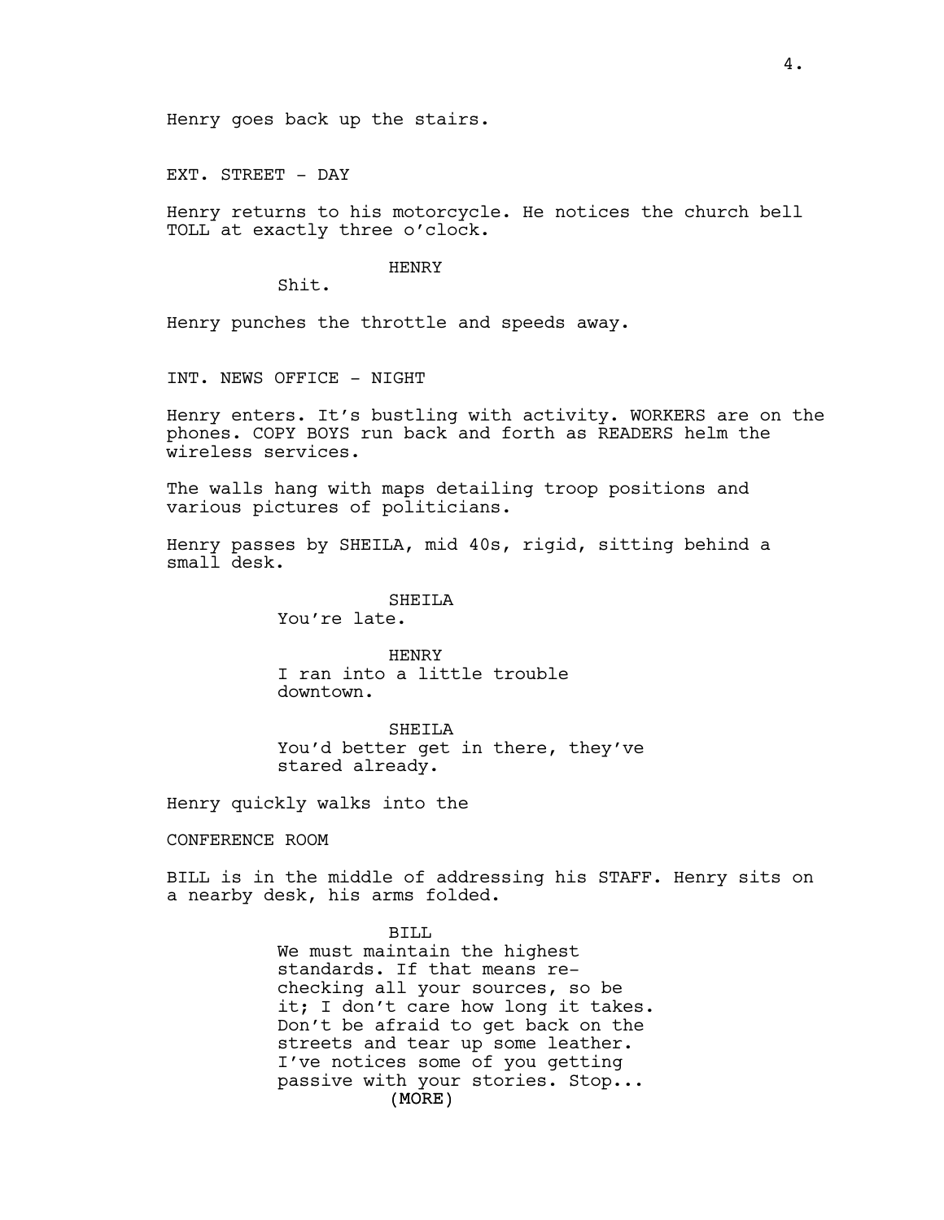Henry goes back up the stairs.

EXT. STREET - DAY

Henry returns to his motorcycle. He notices the church bell TOLL at exactly three o'clock.

HENRY
Shit.

Henry punches the throttle and speeds away.

INT. NEWS OFFICE - NIGHT

Henry enters. It's bustling with activity. WORKERS are on the phones. COPY BOYS run back and forth as READERS helm the wireless services.

The walls hang with maps detailing troop positions and various pictures of politicians.

Henry passes by SHEILA, mid 40s, rigid, sitting behind a small desk.

SHEILA
You're late.

HENRY
I ran into a little trouble downtown.

SHEILA
You'd better get in there, they've stared already.

Henry quickly walks into the

CONFERENCE ROOM

BILL is in the middle of addressing his STAFF. Henry sits on a nearby desk, his arms folded.

BILL
We must maintain the highest standards. If that means re-checking all your sources, so be it; I don't care how long it takes. Don't be afraid to get back on the streets and tear up some leather. I've notices some of you getting passive with your stories. Stop...
(MORE)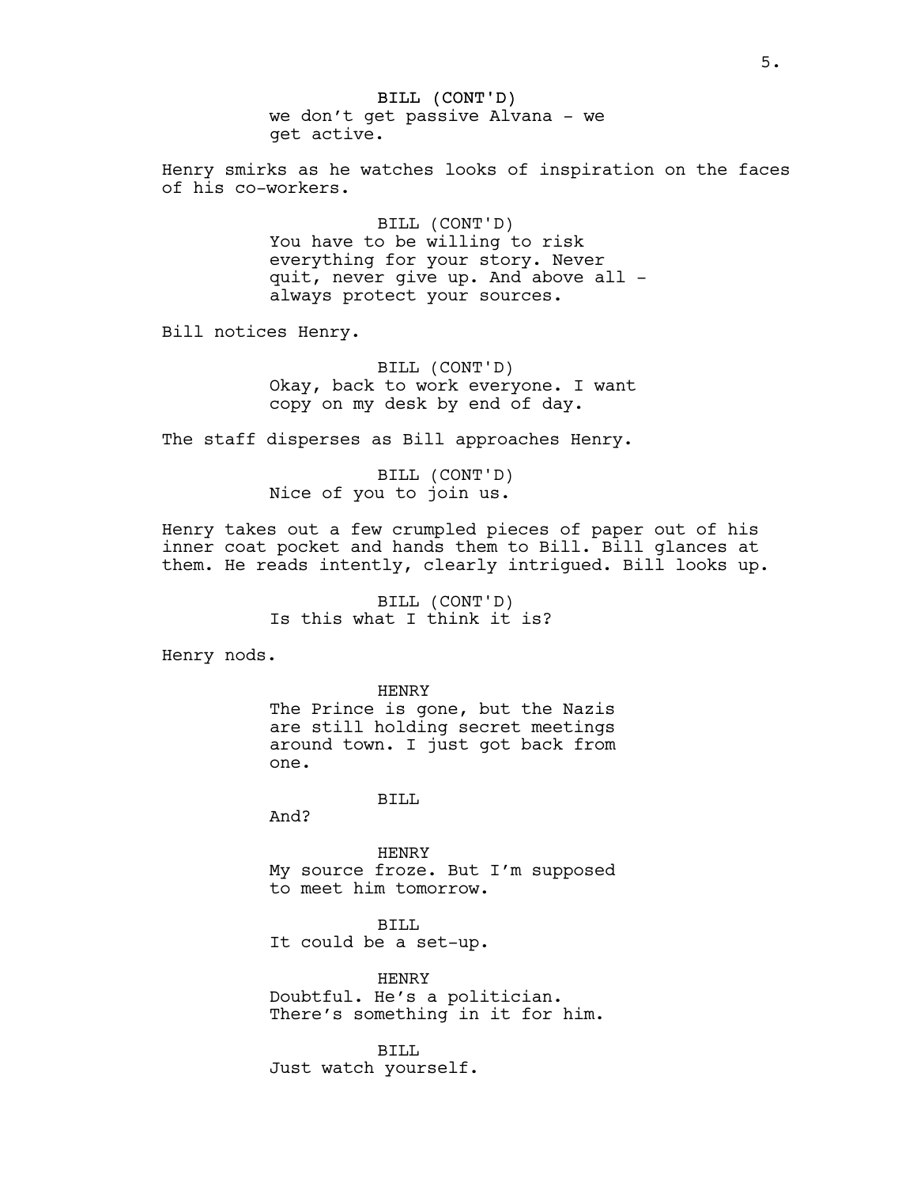BILL (CONT'D)
we don't get passive Alvana - we get active.

Henry smirks as he watches looks of inspiration on the faces of his co-workers.

BILL (CONT'D)
You have to be willing to risk everything for your story. Never quit, never give up. And above all - always protect your sources.

Bill notices Henry.

BILL (CONT'D)
Okay, back to work everyone. I want copy on my desk by end of day.

The staff disperses as Bill approaches Henry.

BILL (CONT'D)
Nice of you to join us.

Henry takes out a few crumpled pieces of paper out of his inner coat pocket and hands them to Bill. Bill glances at them. He reads intently, clearly intrigued. Bill looks up.

BILL (CONT'D)
Is this what I think it is?

Henry nods.

HENRY
The Prince is gone, but the Nazis are still holding secret meetings around town. I just got back from one.

BILL
And?

HENRY
My source froze. But I'm supposed to meet him tomorrow.

BILL
It could be a set-up.

HENRY
Doubtful. He's a politician. There's something in it for him.

BILL
Just watch yourself.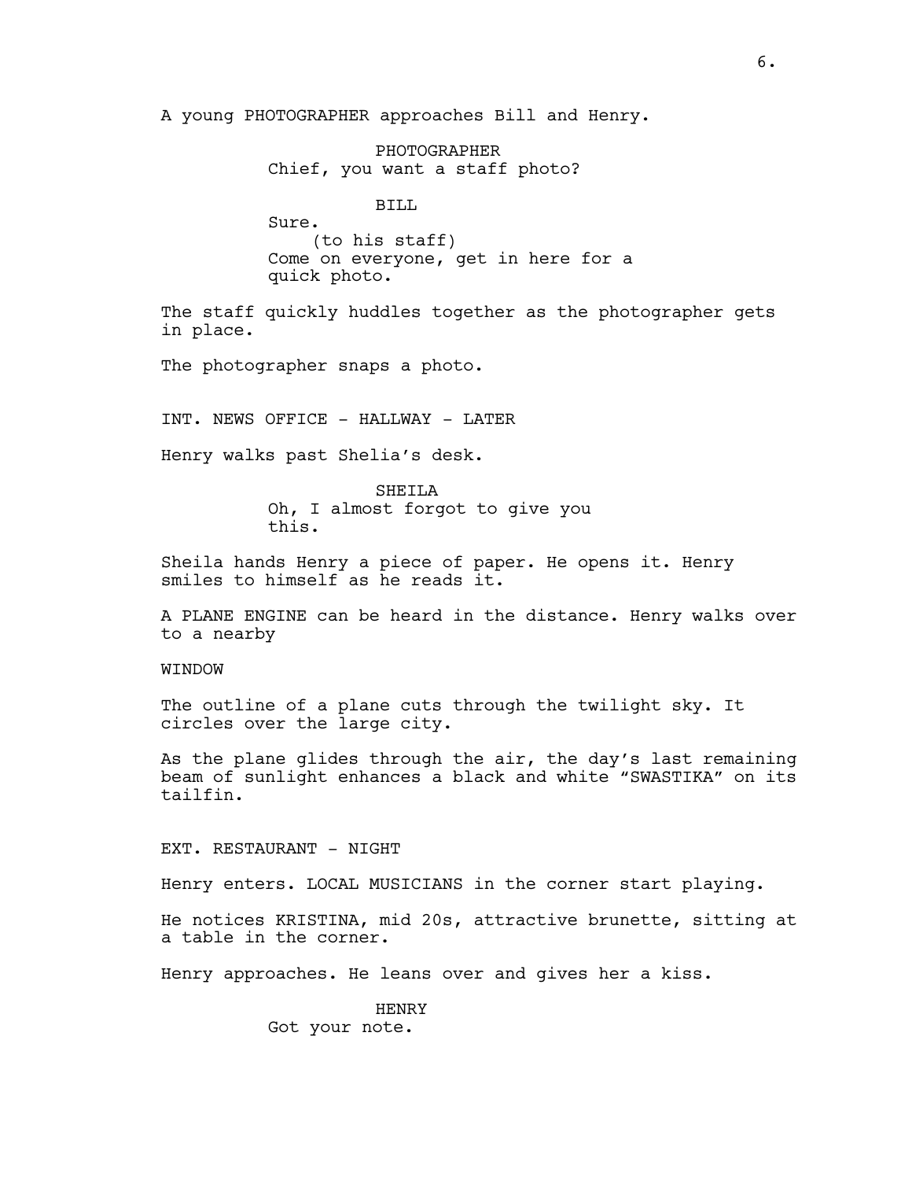A young PHOTOGRAPHER approaches Bill and Henry.

PHOTOGRAPHER
Chief, you want a staff photo?

BILL
Sure.
(to his staff)
Come on everyone, get in here for a quick photo.

The staff quickly huddles together as the photographer gets in place.

The photographer snaps a photo.

INT. NEWS OFFICE - HALLWAY - LATER

Henry walks past Shelia's desk.

SHEILA
Oh, I almost forgot to give you this.

Sheila hands Henry a piece of paper. He opens it. Henry smiles to himself as he reads it.

A PLANE ENGINE can be heard in the distance. Henry walks over to a nearby

WINDOW

The outline of a plane cuts through the twilight sky. It circles over the large city.

As the plane glides through the air, the day's last remaining beam of sunlight enhances a black and white "SWASTIKA" on its tailfin.

EXT. RESTAURANT - NIGHT

Henry enters. LOCAL MUSICIANS in the corner start playing.

He notices KRISTINA, mid 20s, attractive brunette, sitting at a table in the corner.

Henry approaches. He leans over and gives her a kiss.

HENRY
Got your note.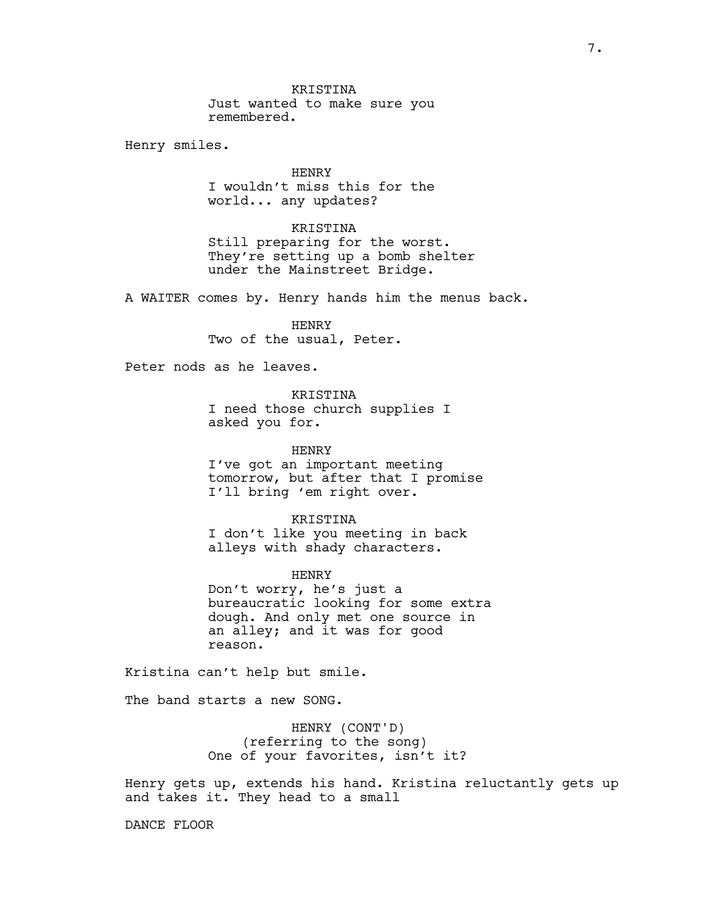KRISTINA
Just wanted to make sure you remembered.

Henry smiles.

HENRY
I wouldn't miss this for the world... any updates?

KRISTINA
Still preparing for the worst. They're setting up a bomb shelter under the Mainstreet Bridge.

A WAITER comes by. Henry hands him the menus back.

HENRY
Two of the usual, Peter.

Peter nods as he leaves.

KRISTINA
I need those church supplies I asked you for.

HENRY
I've got an important meeting tomorrow, but after that I promise I'll bring 'em right over.

KRISTINA
I don't like you meeting in back alleys with shady characters.

HENRY
Don't worry, he's just a bureaucratic looking for some extra dough. And only met one source in an alley; and it was for good reason.

Kristina can't help but smile.

The band starts a new SONG.

HENRY (CONT'D)
(referring to the song)
One of your favorites, isn't it?

Henry gets up, extends his hand. Kristina reluctantly gets up and takes it. They head to a small

DANCE FLOOR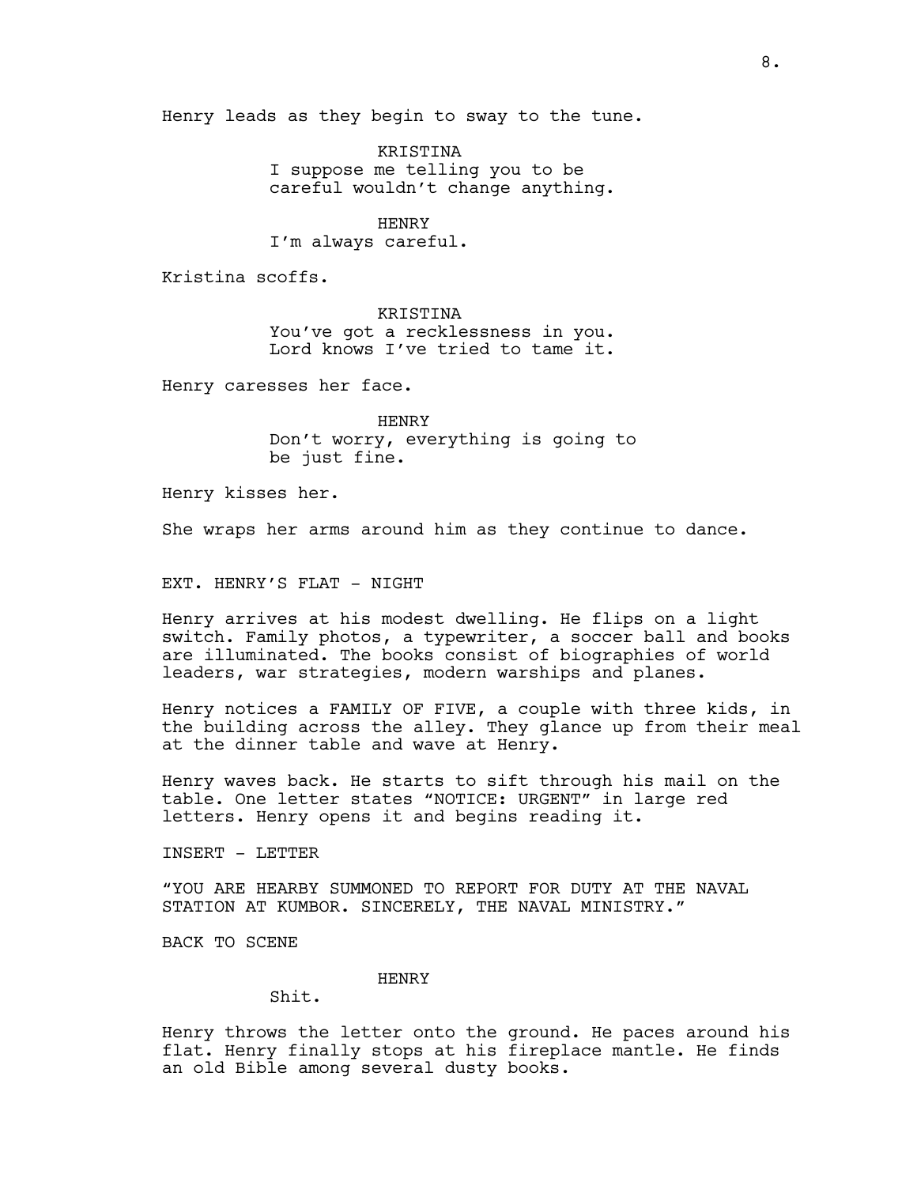Henry leads as they begin to sway to the tune.

KRISTINA
I suppose me telling you to be careful wouldn't change anything.

HENRY
I'm always careful.

Kristina scoffs.

KRISTINA
You've got a recklessness in you. Lord knows I've tried to tame it.

Henry caresses her face.

HENRY
Don't worry, everything is going to be just fine.

Henry kisses her.

She wraps her arms around him as they continue to dance.

EXT. HENRY'S FLAT - NIGHT

Henry arrives at his modest dwelling. He flips on a light switch. Family photos, a typewriter, a soccer ball and books are illuminated. The books consist of biographies of world leaders, war strategies, modern warships and planes.

Henry notices a FAMILY OF FIVE, a couple with three kids, in the building across the alley. They glance up from their meal at the dinner table and wave at Henry.

Henry waves back. He starts to sift through his mail on the table. One letter states "NOTICE: URGENT" in large red letters. Henry opens it and begins reading it.

INSERT - LETTER

"YOU ARE HEARBY SUMMONED TO REPORT FOR DUTY AT THE NAVAL STATION AT KUMBOR. SINCERELY, THE NAVAL MINISTRY."

BACK TO SCENE

HENRY
Shit.

Henry throws the letter onto the ground. He paces around his flat. Henry finally stops at his fireplace mantle. He finds an old Bible among several dusty books.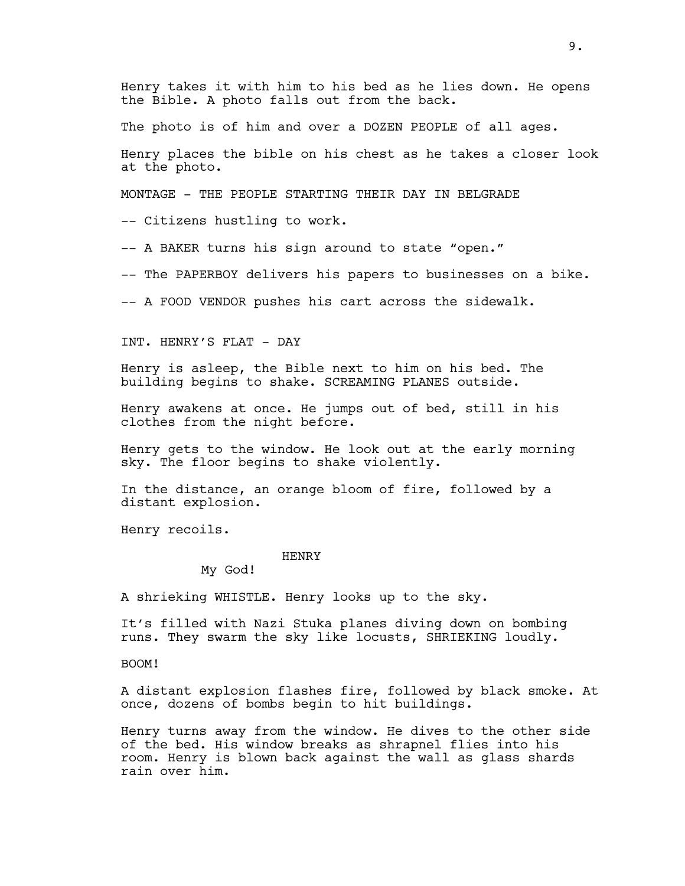Henry takes it with him to his bed as he lies down. He opens the Bible. A photo falls out from the back.

The photo is of him and over a DOZEN PEOPLE of all ages.

Henry places the bible on his chest as he takes a closer look at the photo.

MONTAGE - THE PEOPLE STARTING THEIR DAY IN BELGRADE

-- Citizens hustling to work.

-- A BAKER turns his sign around to state “open.”

-- The PAPERBOY delivers his papers to businesses on a bike.

-- A FOOD VENDOR pushes his cart across the sidewalk.

INT. HENRY’S FLAT - DAY

Henry is asleep, the Bible next to him on his bed. The building begins to shake. SCREAMING PLANES outside.

Henry awakens at once. He jumps out of bed, still in his clothes from the night before.

Henry gets to the window. He look out at the early morning sky. The floor begins to shake violently.

In the distance, an orange bloom of fire, followed by a distant explosion.

Henry recoils.

HENRY

My God!

A shrieking WHISTLE. Henry looks up to the sky.

It’s filled with Nazi Stuka planes diving down on bombing runs. They swarm the sky like locusts, SHRIEKING loudly.

BOOM!

A distant explosion flashes fire, followed by black smoke. At once, dozens of bombs begin to hit buildings.

Henry turns away from the window. He dives to the other side of the bed. His window breaks as shrapnel flies into his room. Henry is blown back against the wall as glass shards rain over him.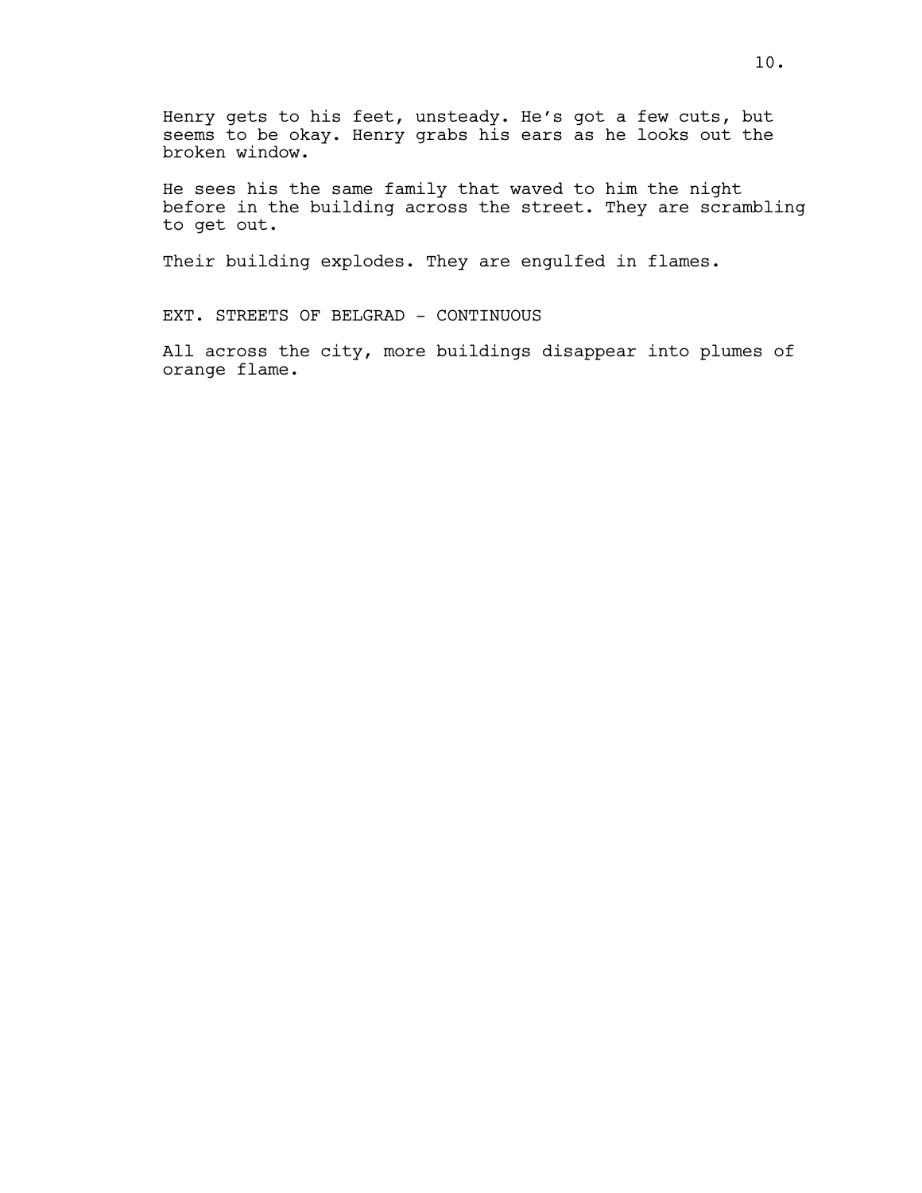Henry gets to his feet, unsteady. He's got a few cuts, but seems to be okay. Henry grabs his ears as he looks out the broken window.

He sees his the same family that waved to him the night before in the building across the street. They are scrambling to get out.

Their building explodes. They are engulfed in flames.

EXT. STREETS OF BELGRAD - CONTINUOUS

All across the city, more buildings disappear into plumes of orange flame.